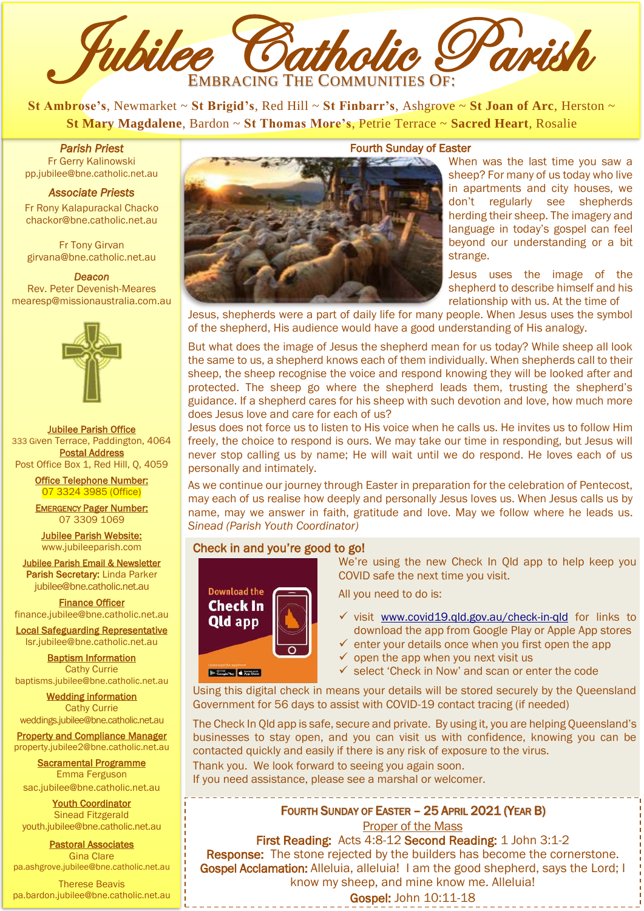# Jubilee Catholic Parish

EMBRACING THE COMMUNITIES OF:

**St Ambrose's**, Newmarket ~ **St Brigid's**, Red Hill ~ **St Finbarr's**, Ashgrove ~ **St Joan of Arc**, Herston ~ **St Mary Magdalene**, Bardon ~ **St Thomas More's**, Petrie Terrace ~ **Sacred Heart**, Rosalie

***Parish Priest***
Fr Gerry Kalinowski
pp.jubilee@bne.catholic.net.au

***Associate Priests***
Fr Rony Kalapurackal Chacko
chackor@bne.catholic.net.au

Fr Tony Girvan
girvana@bne.catholic.net.au

***Deacon***
Rev. Peter Devenish-Meares
mearesp@missionaustralia.com.au

**Jubilee Parish Office**
333 Given Terrace, Paddington, 4064

**Postal Address**
Post Office Box 1, Red Hill, Q, 4059

**Office Telephone Number:**
07 3324 3985 (Office)

**EMERGENCY Pager Number:**
07 3309 1069

**Jubilee Parish Website:**
www.jubileeparish.com

**Jubilee Parish Email & Newsletter**
**Parish Secretary:** Linda Parker
jubilee@bne.catholic.net.au

**Finance Officer**
finance.jubilee@bne.catholic.net.au

**Local Safeguarding Representative**
lsr.jubilee@bne.catholic.net.au

**Baptism Information**
Cathy Currie
baptisms.jubilee@bne.catholic.net.au

**Wedding information**
Cathy Currie
weddings.jubilee@bne.catholic.net.au

**Property and Compliance Manager**
property.jubilee2@bne.catholic.net.au

**Sacramental Programme**
Emma Ferguson
sac.jubilee@bne.catholic.net.au

**Youth Coordinator**
Sinead Fitzgerald
youth.jubilee@bne.catholic.net.au

**Pastoral Associates**
Gina Clare
pa.ashgrove.jubilee@bne.catholic.net.au

Therese Beavis
pa.bardon.jubilee@bne.catholic.net.au

## Fourth Sunday of Easter

When was the last time you saw a sheep? For many of us today who live in apartments and city houses, we don't regularly see shepherds herding their sheep. The imagery and language in today's gospel can feel beyond our understanding or a bit strange.

Jesus uses the image of the shepherd to describe himself and his relationship with us. At the time of Jesus, shepherds were a part of daily life for many people. When Jesus uses the symbol of the shepherd, His audience would have a good understanding of His analogy.

But what does the image of Jesus the shepherd mean for us today? While sheep all look the same to us, a shepherd knows each of them individually. When shepherds call to their sheep, the sheep recognise the voice and respond knowing they will be looked after and protected. The sheep go where the shepherd leads them, trusting the shepherd's guidance. If a shepherd cares for his sheep with such devotion and love, how much more does Jesus love and care for each of us?

Jesus does not force us to listen to His voice when he calls us. He invites us to follow Him freely, the choice to respond is ours. We may take our time in responding, but Jesus will never stop calling us by name; He will wait until we do respond. He loves each of us personally and intimately.

As we continue our journey through Easter in preparation for the celebration of Pentecost, may each of us realise how deeply and personally Jesus loves us. When Jesus calls us by name, may we answer in faith, gratitude and love. May we follow where he leads us.

*Sinead (Parish Youth Coordinator)*

## Check in and you're good to go!

Download the Check In Qld app

We're using the new Check In Qld app to help keep you COVID safe the next time you visit.

All you need to do is:

- ✓ visit www.covid19.qld.gov.au/check-in-qld for links to download the app from Google Play or Apple App stores
- ✓ enter your details once when you first open the app
- ✓ open the app when you next visit us
- ✓ select 'Check in Now' and scan or enter the code

Using this digital check in means your details will be stored securely by the Queensland Government for 56 days to assist with COVID-19 contact tracing (if needed)

The Check In Qld app is safe, secure and private. By using it, you are helping Queensland's businesses to stay open, and you can visit us with confidence, knowing you can be contacted quickly and easily if there is any risk of exposure to the virus.

Thank you. We look forward to seeing you again soon.
If you need assistance, please see a marshal or welcomer.

## FOURTH SUNDAY OF EASTER – 25 APRIL 2021 (YEAR B)

Proper of the Mass

**First Reading:** Acts 4:8-12 **Second Reading:** 1 John 3:1-2

**Response:** The stone rejected by the builders has become the cornerstone.

**Gospel Acclamation:** Alleluia, alleluia! I am the good shepherd, says the Lord; I know my sheep, and mine know me. Alleluia!

**Gospel:** John 10:11-18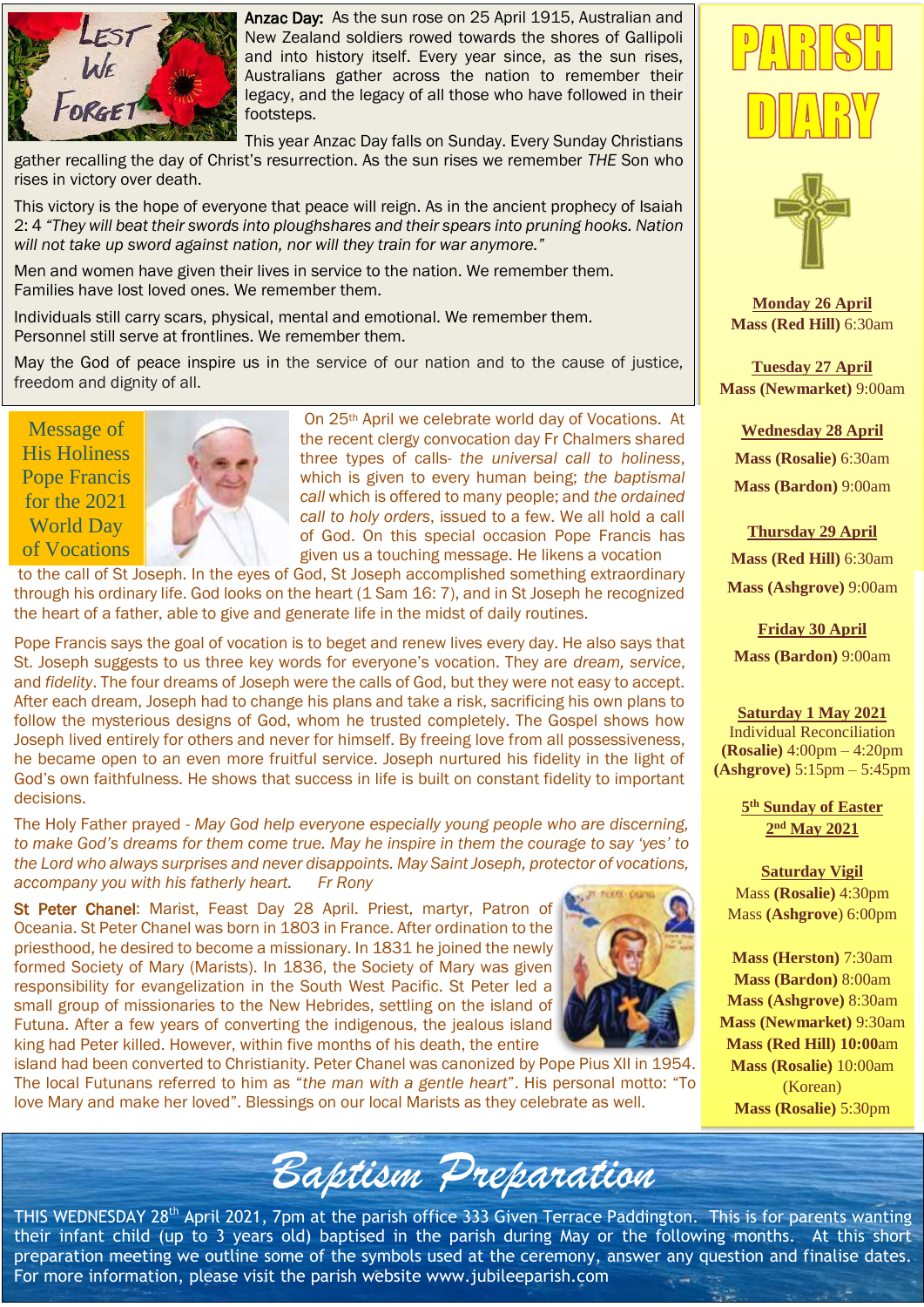**Anzac Day:** As the sun rose on 25 April 1915, Australian and New Zealand soldiers rowed towards the shores of Gallipoli and into history itself. Every year since, as the sun rises, Australians gather across the nation to remember their legacy, and the legacy of all those who have followed in their footsteps.

This year Anzac Day falls on Sunday. Every Sunday Christians gather recalling the day of Christ's resurrection. As the sun rises we remember *THE* Son who rises in victory over death.

This victory is the hope of everyone that peace will reign. As in the ancient prophecy of Isaiah 2: 4 *"They will beat their swords into ploughshares and their spears into pruning hooks. Nation will not take up sword against nation, nor will they train for war anymore."*

Men and women have given their lives in service to the nation. We remember them.
Families have lost loved ones. We remember them.

Individuals still carry scars, physical, mental and emotional. We remember them.
Personnel still serve at frontlines. We remember them.

May the God of peace inspire us in the service of our nation and to the cause of justice, freedom and dignity of all.

## Message of His Holiness Pope Francis for the 2021 World Day of Vocations

On 25th April we celebrate world day of Vocations. At the recent clergy convocation day Fr Chalmers shared three types of calls- *the universal call to holiness*, which is given to every human being; *the baptismal call* which is offered to many people; and *the ordained call to holy orders*, issued to a few. We all hold a call of God. On this special occasion Pope Francis has given us a touching message. He likens a vocation to the call of St Joseph. In the eyes of God, St Joseph accomplished something extraordinary through his ordinary life. God looks on the heart (1 Sam 16: 7), and in St Joseph he recognized the heart of a father, able to give and generate life in the midst of daily routines.

Pope Francis says the goal of vocation is to beget and renew lives every day. He also says that St. Joseph suggests to us three key words for everyone's vocation. They are *dream, service*, and *fidelity*. The four dreams of Joseph were the calls of God, but they were not easy to accept. After each dream, Joseph had to change his plans and take a risk, sacrificing his own plans to follow the mysterious designs of God, whom he trusted completely. The Gospel shows how Joseph lived entirely for others and never for himself. By freeing love from all possessiveness, he became open to an even more fruitful service. Joseph nurtured his fidelity in the light of God's own faithfulness. He shows that success in life is built on constant fidelity to important decisions.

The Holy Father prayed - *May God help everyone especially young people who are discerning, to make God's dreams for them come true. May he inspire in them the courage to say 'yes' to the Lord who always surprises and never disappoints. May Saint Joseph, protector of vocations, accompany you with his fatherly heart.* *Fr Rony*

**St Peter Chanel**: Marist, Feast Day 28 April. Priest, martyr, Patron of Oceania. St Peter Chanel was born in 1803 in France. After ordination to the priesthood, he desired to become a missionary. In 1831 he joined the newly formed Society of Mary (Marists). In 1836, the Society of Mary was given responsibility for evangelization in the South West Pacific. St Peter led a small group of missionaries to the New Hebrides, settling on the island of Futuna. After a few years of converting the indigenous, the jealous island king had Peter killed. However, within five months of his death, the entire island had been converted to Christianity. Peter Chanel was canonized by Pope Pius XII in 1954. The local Futunans referred to him as "*the man with a gentle heart*". His personal motto: "To love Mary and make her loved". Blessings on our local Marists as they celebrate as well.

# PARISH DIARY

**Monday 26 April**
**Mass (Red Hill)** 6:30am

**Tuesday 27 April**
**Mass (Newmarket)** 9:00am

**Wednesday 28 April**
**Mass (Rosalie)** 6:30am
**Mass (Bardon)** 9:00am

**Thursday 29 April**
**Mass (Red Hill)** 6:30am
**Mass (Ashgrove)** 9:00am

**Friday 30 April**
**Mass (Bardon)** 9:00am

**Saturday 1 May 2021**
Individual Reconciliation
**(Rosalie)** 4:00pm – 4:20pm
**(Ashgrove)** 5:15pm – 5:45pm

**5th Sunday of Easter**
**2nd May 2021**

**Saturday Vigil**
Mass **(Rosalie)** 4:30pm
Mass **(Ashgrove)** 6:00pm

**Mass (Herston)** 7:30am
**Mass (Bardon)** 8:00am
**Mass (Ashgrove)** 8:30am
**Mass (Newmarket)** 9:30am
**Mass (Red Hill) 10:00am**
**Mass (Rosalie)** 10:00am (Korean)
**Mass (Rosalie)** 5:30pm

# Baptism Preparation

THIS WEDNESDAY 28th April 2021, 7pm at the parish office 333 Given Terrace Paddington. This is for parents wanting their infant child (up to 3 years old) baptised in the parish during May or the following months. At this short preparation meeting we outline some of the symbols used at the ceremony, answer any question and finalise dates. For more information, please visit the parish website www.jubileeparish.com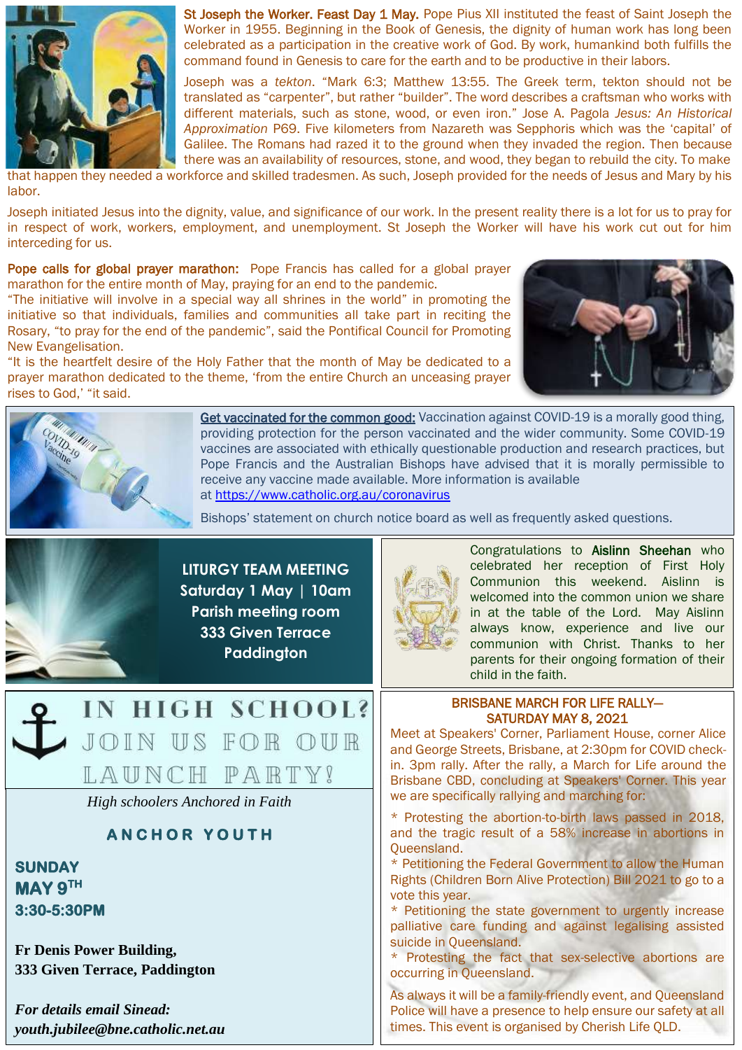**St Joseph the Worker. Feast Day 1 May.** Pope Pius XII instituted the feast of Saint Joseph the Worker in 1955. Beginning in the Book of Genesis, the dignity of human work has long been celebrated as a participation in the creative work of God. By work, humankind both fulfills the command found in Genesis to care for the earth and to be productive in their labors.

Joseph was a *tekton*. "Mark 6:3; Matthew 13:55. The Greek term, tekton should not be translated as "carpenter", but rather "builder". The word describes a craftsman who works with different materials, such as stone, wood, or even iron." Jose A. Pagola *Jesus: An Historical Approximation* P69. Five kilometers from Nazareth was Sepphoris which was the 'capital' of Galilee. The Romans had razed it to the ground when they invaded the region. Then because there was an availability of resources, stone, and wood, they began to rebuild the city. To make that happen they needed a workforce and skilled tradesmen. As such, Joseph provided for the needs of Jesus and Mary by his labor.

Joseph initiated Jesus into the dignity, value, and significance of our work. In the present reality there is a lot for us to pray for in respect of work, workers, employment, and unemployment. St Joseph the Worker will have his work cut out for him interceding for us.

**Pope calls for global prayer marathon:** Pope Francis has called for a global prayer marathon for the entire month of May, praying for an end to the pandemic.
"The initiative will involve in a special way all shrines in the world" in promoting the initiative so that individuals, families and communities all take part in reciting the Rosary, "to pray for the end of the pandemic", said the Pontifical Council for Promoting New Evangelisation.
"It is the heartfelt desire of the Holy Father that the month of May be dedicated to a prayer marathon dedicated to the theme, 'from the entire Church an unceasing prayer rises to God,' "it said.

**Get vaccinated for the common good:** Vaccination against COVID-19 is a morally good thing, providing protection for the person vaccinated and the wider community. Some COVID-19 vaccines are associated with ethically questionable production and research practices, but Pope Francis and the Australian Bishops have advised that it is morally permissible to receive any vaccine made available. More information is available at https://www.catholic.org.au/coronavirus

Bishops' statement on church notice board as well as frequently asked questions.

**LITURGY TEAM MEETING**
**Saturday 1 May | 10am**
**Parish meeting room**
**333 Given Terrace**
**Paddington**

Congratulations to **Aislinn Sheehan** who celebrated her reception of First Holy Communion this weekend. Aislinn is welcomed into the common union we share in at the table of the Lord. May Aislinn always know, experience and live our communion with Christ. Thanks to her parents for their ongoing formation of their child in the faith.

## IN HIGH SCHOOL? JOIN US FOR OUR LAUNCH PARTY!

*High schoolers Anchored in Faith*

**ANCHOR YOUTH**

**SUNDAY**
**MAY 9TH**
**3:30-5:30PM**

**Fr Denis Power Building,**
**333 Given Terrace, Paddington**

***For details email Sinead:***
***youth.jubilee@bne.catholic.net.au***

**BRISBANE MARCH FOR LIFE RALLY— SATURDAY MAY 8, 2021**

Meet at Speakers' Corner, Parliament House, corner Alice and George Streets, Brisbane, at 2:30pm for COVID check-in. 3pm rally. After the rally, a March for Life around the Brisbane CBD, concluding at Speakers' Corner. This year we are specifically rallying and marching for:

* Protesting the abortion-to-birth laws passed in 2018, and the tragic result of a 58% increase in abortions in Queensland.
* Petitioning the Federal Government to allow the Human Rights (Children Born Alive Protection) Bill 2021 to go to a vote this year.
* Petitioning the state government to urgently increase palliative care funding and against legalising assisted suicide in Queensland.
* Protesting the fact that sex-selective abortions are occurring in Queensland.

As always it will be a family-friendly event, and Queensland Police will have a presence to help ensure our safety at all times. This event is organised by Cherish Life QLD.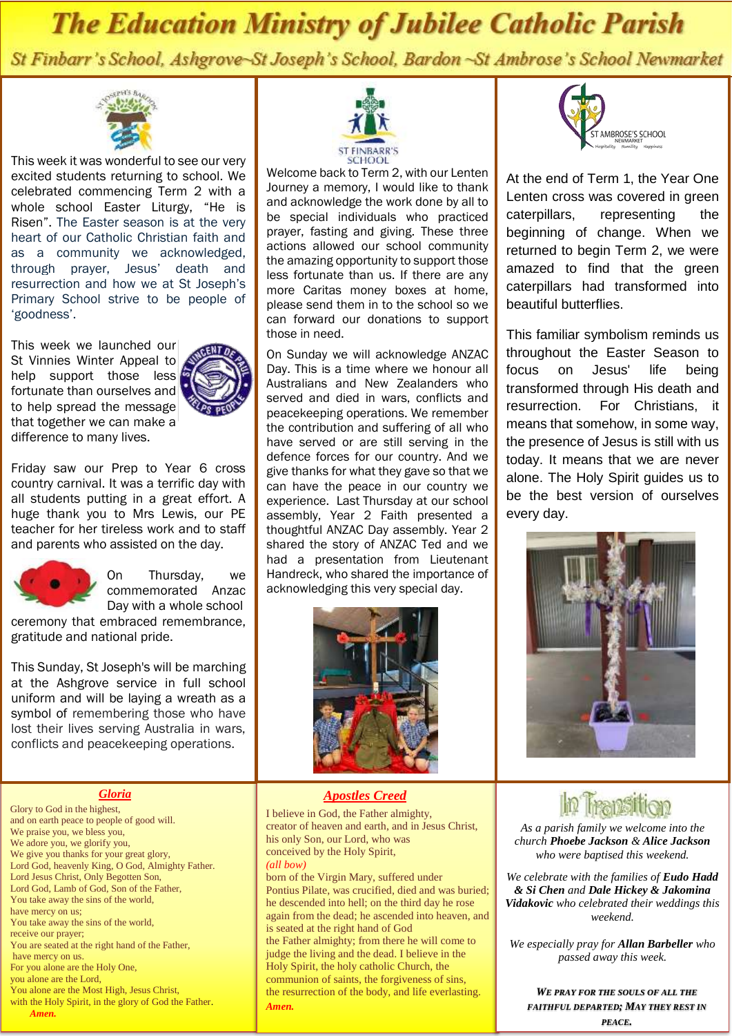# The Education Ministry of Jubilee Catholic Parish

*St Finbarr's School, Ashgrove~St Joseph's School, Bardon ~St Ambrose's School Newmarket*

This week it was wonderful to see our very excited students returning to school. We celebrated commencing Term 2 with a whole school Easter Liturgy, "He is Risen". The Easter season is at the very heart of our Catholic Christian faith and as a community we acknowledged, through prayer, Jesus' death and resurrection and how we at St Joseph's Primary School strive to be people of 'goodness'.

This week we launched our St Vinnies Winter Appeal to help support those less fortunate than ourselves and to help spread the message that together we can make a difference to many lives.

Friday saw our Prep to Year 6 cross country carnival. It was a terrific day with all students putting in a great effort. A huge thank you to Mrs Lewis, our PE teacher for her tireless work and to staff and parents who assisted on the day.

On Thursday, we commemorated Anzac Day with a whole school ceremony that embraced remembrance, gratitude and national pride.

This Sunday, St Joseph's will be marching at the Ashgrove service in full school uniform and will be laying a wreath as a symbol of remembering those who have lost their lives serving Australia in wars, conflicts and peacekeeping operations.

ST FINBARR'S SCHOOL

Welcome back to Term 2, with our Lenten Journey a memory, I would like to thank and acknowledge the work done by all to be special individuals who practiced prayer, fasting and giving. These three actions allowed our school community the amazing opportunity to support those less fortunate than us. If there are any more Caritas money boxes at home, please send them in to the school so we can forward our donations to support those in need.

On Sunday we will acknowledge ANZAC Day. This is a time where we honour all Australians and New Zealanders who served and died in wars, conflicts and peacekeeping operations. We remember the contribution and suffering of all who have served or are still serving in the defence forces for our country. And we give thanks for what they gave so that we can have the peace in our country we experience. Last Thursday at our school assembly, Year 2 Faith presented a thoughtful ANZAC Day assembly. Year 2 shared the story of ANZAC Ted and we had a presentation from Lieutenant Handreck, who shared the importance of acknowledging this very special day.

ST AMBROSE'S SCHOOL NEWMARKET
Hospitality Humility Happiness

At the end of Term 1, the Year One Lenten cross was covered in green caterpillars, representing the beginning of change. When we returned to begin Term 2, we were amazed to find that the green caterpillars had transformed into beautiful butterflies.

This familiar symbolism reminds us throughout the Easter Season to focus on Jesus' life being transformed through His death and resurrection. For Christians, it means that somehow, in some way, the presence of Jesus is still with us today. It means that we are never alone. The Holy Spirit guides us to be the best version of ourselves every day.

## *Gloria*

Glory to God in the highest,
and on earth peace to people of good will.
We praise you, we bless you,
We adore you, we glorify you,
We give you thanks for your great glory,
Lord God, heavenly King, O God, Almighty Father.
Lord Jesus Christ, Only Begotten Son,
Lord God, Lamb of God, Son of the Father,
You take away the sins of the world,
have mercy on us;
You take away the sins of the world,
receive our prayer;
You are seated at the right hand of the Father,
have mercy on us.
For you alone are the Holy One,
you alone are the Lord,
You alone are the Most High, Jesus Christ,
with the Holy Spirit, in the glory of God the Father.
*Amen.*

## *Apostles Creed*

I believe in God, the Father almighty,
creator of heaven and earth, and in Jesus Christ,
his only Son, our Lord, who was
conceived by the Holy Spirit,
*(all bow)*
born of the Virgin Mary, suffered under
Pontius Pilate, was crucified, died and was buried;
he descended into hell; on the third day he rose
again from the dead; he ascended into heaven, and
is seated at the right hand of God
the Father almighty; from there he will come to
judge the living and the dead. I believe in the
Holy Spirit, the holy catholic Church, the
communion of saints, the forgiveness of sins,
the resurrection of the body, and life everlasting.
*Amen.*

## In Transition

*As a parish family we welcome into the church* ***Phoebe Jackson*** *&* ***Alice Jackson*** *who were baptised this weekend.*

*We celebrate with the families of* ***Eudo Hadd & Si Chen*** *and* ***Dale Hickey & Jakomina Vidakovic*** *who celebrated their weddings this weekend.*

*We especially pray for* ***Allan Barbeller*** *who passed away this week.*

***WE PRAY FOR THE SOULS OF ALL THE FAITHFUL DEPARTED; MAY THEY REST IN PEACE.***